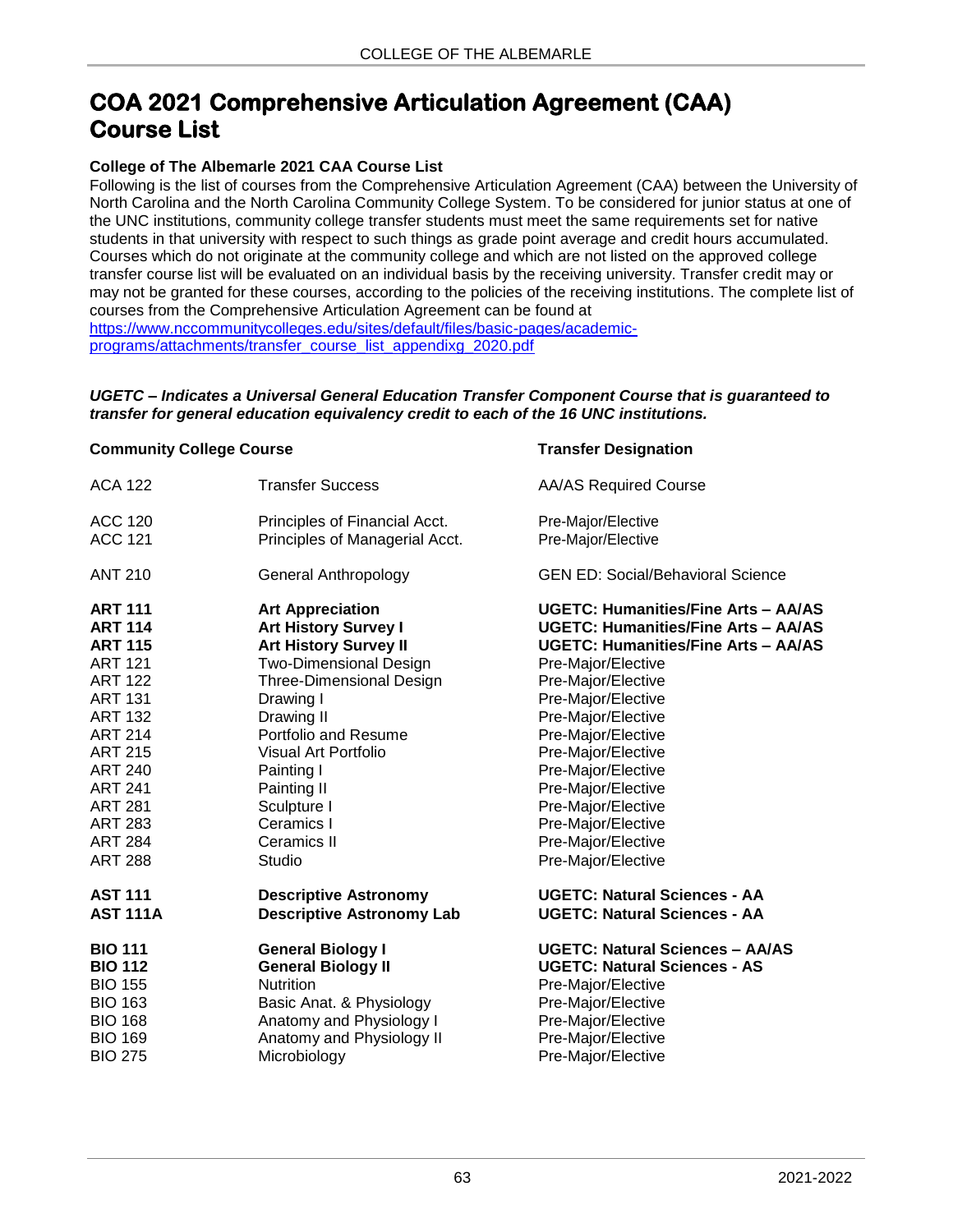# COA 2021 Comprehensive Articulation Agreement (CAA) Course List

**College of The Albemarle 2021 CAA Course List**

Following is the list of courses from the Comprehensive Articulation Agreement (CAA) between the University of North Carolina and the North Carolina Community College System. To be considered for junior status at one of the UNC institutions, community college transfer students must meet the same requirements set for native students in that university with respect to such things as grade point average and credit hours accumulated. Courses which do not originate at the community college and which are not listed on the approved college transfer course list will be evaluated on an individual basis by the receiving university. Transfer credit may or may not be granted for these courses, according to the policies of the receiving institutions. The complete list of courses from the Comprehensive Articulation Agreement can be found at https://www.nccommunitycolleges.edu/sites/default/files/basic-pages/academic-programs/attachments/transfer_course_list_appendixg_2020.pdf

***UGETC – Indicates a Universal General Education Transfer Component Course that is guaranteed to transfer for general education equivalency credit to each of the 16 UNC institutions.***

| Community College Course | | Transfer Designation |
|---|---|---|
| ACA 122 | Transfer Success | AA/AS Required Course |
| ACC 120 | Principles of Financial Acct. | Pre-Major/Elective |
| ACC 121 | Principles of Managerial Acct. | Pre-Major/Elective |
| ANT 210 | General Anthropology | GEN ED: Social/Behavioral Science |
| **ART 111** | **Art Appreciation** | **UGETC: Humanities/Fine Arts – AA/AS** |
| **ART 114** | **Art History Survey I** | **UGETC: Humanities/Fine Arts – AA/AS** |
| **ART 115** | **Art History Survey II** | **UGETC: Humanities/Fine Arts – AA/AS** |
| ART 121 | Two-Dimensional Design | Pre-Major/Elective |
| ART 122 | Three-Dimensional Design | Pre-Major/Elective |
| ART 131 | Drawing I | Pre-Major/Elective |
| ART 132 | Drawing II | Pre-Major/Elective |
| ART 214 | Portfolio and Resume | Pre-Major/Elective |
| ART 215 | Visual Art Portfolio | Pre-Major/Elective |
| ART 240 | Painting I | Pre-Major/Elective |
| ART 241 | Painting II | Pre-Major/Elective |
| ART 281 | Sculpture I | Pre-Major/Elective |
| ART 283 | Ceramics I | Pre-Major/Elective |
| ART 284 | Ceramics II | Pre-Major/Elective |
| ART 288 | Studio | Pre-Major/Elective |
| **AST 111** | **Descriptive Astronomy** | **UGETC: Natural Sciences - AA** |
| **AST 111A** | **Descriptive Astronomy Lab** | **UGETC: Natural Sciences - AA** |
| **BIO 111** | **General Biology I** | **UGETC: Natural Sciences – AA/AS** |
| **BIO 112** | **General Biology II** | **UGETC: Natural Sciences - AS** |
| BIO 155 | Nutrition | Pre-Major/Elective |
| BIO 163 | Basic Anat. & Physiology | Pre-Major/Elective |
| BIO 168 | Anatomy and Physiology I | Pre-Major/Elective |
| BIO 169 | Anatomy and Physiology II | Pre-Major/Elective |
| BIO 275 | Microbiology | Pre-Major/Elective |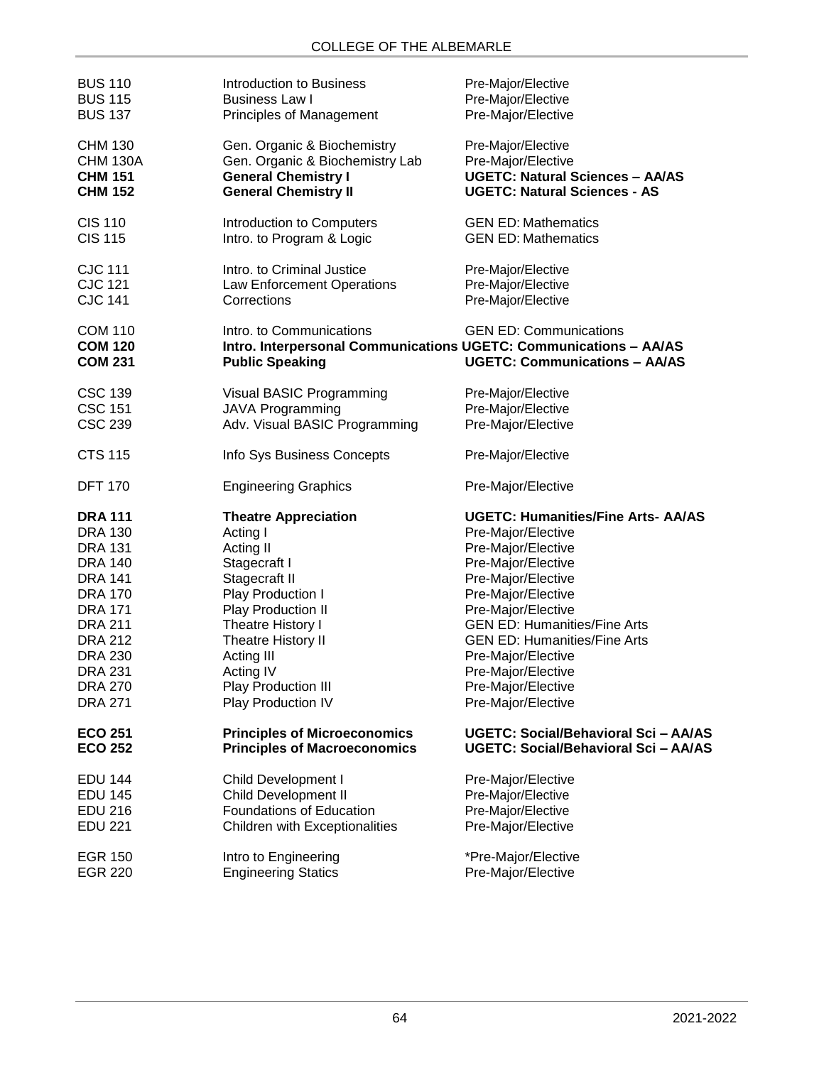| | | |
|---|---|---|
| BUS 110 | Introduction to Business | Pre-Major/Elective |
| BUS 115 | Business Law I | Pre-Major/Elective |
| BUS 137 | Principles of Management | Pre-Major/Elective |
| | | |
| CHM 130 | Gen. Organic & Biochemistry | Pre-Major/Elective |
| CHM 130A | Gen. Organic & Biochemistry Lab | Pre-Major/Elective |
| **CHM 151** | **General Chemistry I** | **UGETC: Natural Sciences – AA/AS** |
| **CHM 152** | **General Chemistry II** | **UGETC: Natural Sciences - AS** |
| | | |
| CIS 110 | Introduction to Computers | GEN ED: Mathematics |
| CIS 115 | Intro. to Program & Logic | GEN ED: Mathematics |
| | | |
| CJC 111 | Intro. to Criminal Justice | Pre-Major/Elective |
| CJC 121 | Law Enforcement Operations | Pre-Major/Elective |
| CJC 141 | Corrections | Pre-Major/Elective |
| | | |
| COM 110 | Intro. to Communications | GEN ED: Communications |
| **COM 120** | **Intro. Interpersonal Communications** | **UGETC: Communications – AA/AS** |
| **COM 231** | **Public Speaking** | **UGETC: Communications – AA/AS** |
| | | |
| CSC 139 | Visual BASIC Programming | Pre-Major/Elective |
| CSC 151 | JAVA Programming | Pre-Major/Elective |
| CSC 239 | Adv. Visual BASIC Programming | Pre-Major/Elective |
| | | |
| CTS 115 | Info Sys Business Concepts | Pre-Major/Elective |
| | | |
| DFT 170 | Engineering Graphics | Pre-Major/Elective |
| | | |
| **DRA 111** | **Theatre Appreciation** | **UGETC: Humanities/Fine Arts- AA/AS** |
| DRA 130 | Acting I | Pre-Major/Elective |
| DRA 131 | Acting II | Pre-Major/Elective |
| DRA 140 | Stagecraft I | Pre-Major/Elective |
| DRA 141 | Stagecraft II | Pre-Major/Elective |
| DRA 170 | Play Production I | Pre-Major/Elective |
| DRA 171 | Play Production II | Pre-Major/Elective |
| DRA 211 | Theatre History I | GEN ED: Humanities/Fine Arts |
| DRA 212 | Theatre History II | GEN ED: Humanities/Fine Arts |
| DRA 230 | Acting III | Pre-Major/Elective |
| DRA 231 | Acting IV | Pre-Major/Elective |
| DRA 270 | Play Production III | Pre-Major/Elective |
| DRA 271 | Play Production IV | Pre-Major/Elective |
| | | |
| **ECO 251** | **Principles of Microeconomics** | **UGETC: Social/Behavioral Sci – AA/AS** |
| **ECO 252** | **Principles of Macroeconomics** | **UGETC: Social/Behavioral Sci – AA/AS** |
| | | |
| EDU 144 | Child Development I | Pre-Major/Elective |
| EDU 145 | Child Development II | Pre-Major/Elective |
| EDU 216 | Foundations of Education | Pre-Major/Elective |
| EDU 221 | Children with Exceptionalities | Pre-Major/Elective |
| | | |
| EGR 150 | Intro to Engineering | *Pre-Major/Elective |
| EGR 220 | Engineering Statics | Pre-Major/Elective |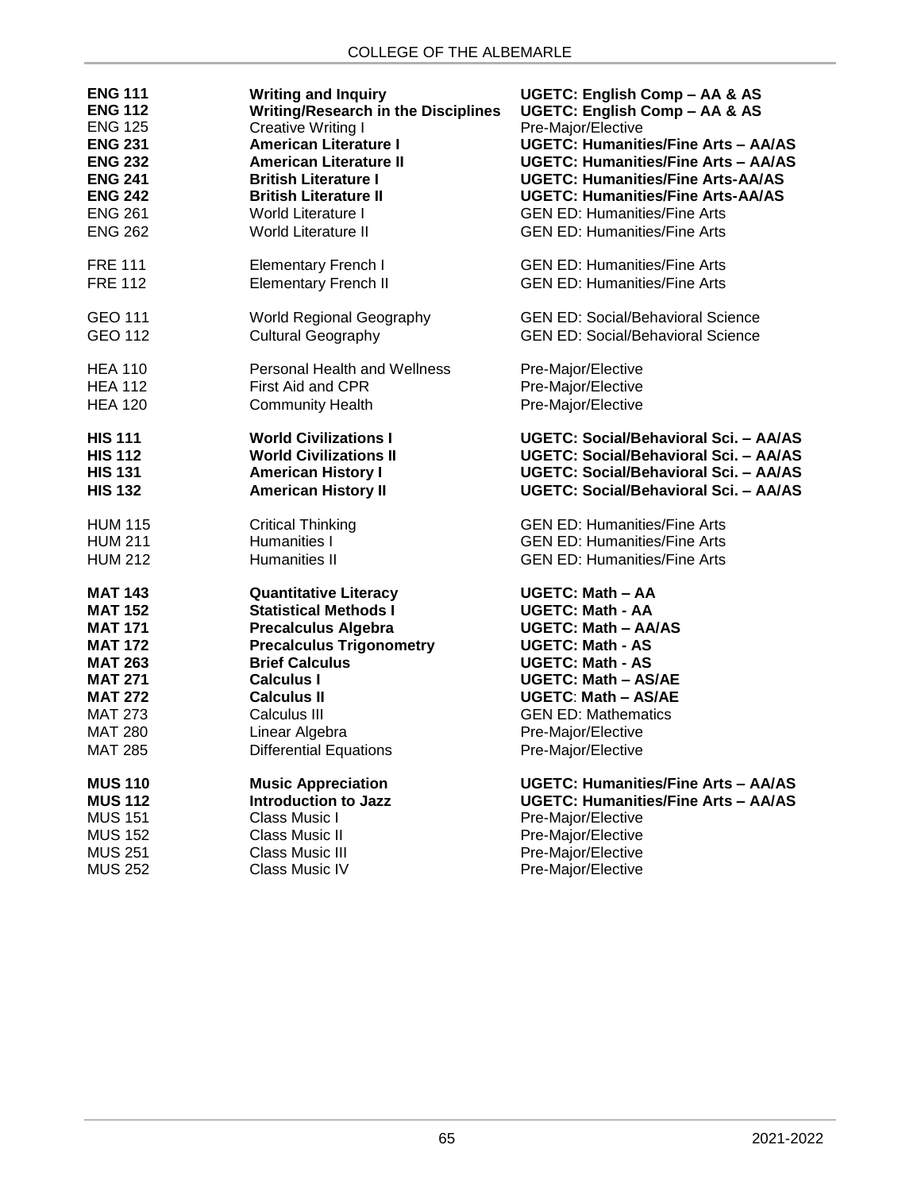| | | |
|---|---|---|
| **ENG 111** | **Writing and Inquiry** | **UGETC: English Comp – AA & AS** |
| **ENG 112** | **Writing/Research in the Disciplines** | **UGETC: English Comp – AA & AS** |
| ENG 125 | Creative Writing I | Pre-Major/Elective |
| **ENG 231** | **American Literature I** | **UGETC: Humanities/Fine Arts – AA/AS** |
| **ENG 232** | **American Literature II** | **UGETC: Humanities/Fine Arts – AA/AS** |
| **ENG 241** | **British Literature I** | **UGETC: Humanities/Fine Arts-AA/AS** |
| **ENG 242** | **British Literature II** | **UGETC: Humanities/Fine Arts-AA/AS** |
| ENG 261 | World Literature I | GEN ED: Humanities/Fine Arts |
| ENG 262 | World Literature II | GEN ED: Humanities/Fine Arts |
| FRE 111 | Elementary French I | GEN ED: Humanities/Fine Arts |
| FRE 112 | Elementary French II | GEN ED: Humanities/Fine Arts |
| GEO 111 | World Regional Geography | GEN ED: Social/Behavioral Science |
| GEO 112 | Cultural Geography | GEN ED: Social/Behavioral Science |
| HEA 110 | Personal Health and Wellness | Pre-Major/Elective |
| HEA 112 | First Aid and CPR | Pre-Major/Elective |
| HEA 120 | Community Health | Pre-Major/Elective |
| **HIS 111** | **World Civilizations I** | **UGETC: Social/Behavioral Sci. – AA/AS** |
| **HIS 112** | **World Civilizations II** | **UGETC: Social/Behavioral Sci. – AA/AS** |
| **HIS 131** | **American History I** | **UGETC: Social/Behavioral Sci. – AA/AS** |
| **HIS 132** | **American History II** | **UGETC: Social/Behavioral Sci. – AA/AS** |
| HUM 115 | Critical Thinking | GEN ED: Humanities/Fine Arts |
| HUM 211 | Humanities I | GEN ED: Humanities/Fine Arts |
| HUM 212 | Humanities II | GEN ED: Humanities/Fine Arts |
| **MAT 143** | **Quantitative Literacy** | **UGETC: Math – AA** |
| **MAT 152** | **Statistical Methods I** | **UGETC: Math - AA** |
| **MAT 171** | **Precalculus Algebra** | **UGETC: Math – AA/AS** |
| **MAT 172** | **Precalculus Trigonometry** | **UGETC: Math - AS** |
| **MAT 263** | **Brief Calculus** | **UGETC: Math - AS** |
| **MAT 271** | **Calculus I** | **UGETC: Math – AS/AE** |
| **MAT 272** | **Calculus II** | **UGETC: Math – AS/AE** |
| MAT 273 | Calculus III | GEN ED: Mathematics |
| MAT 280 | Linear Algebra | Pre-Major/Elective |
| MAT 285 | Differential Equations | Pre-Major/Elective |
| **MUS 110** | **Music Appreciation** | **UGETC: Humanities/Fine Arts – AA/AS** |
| **MUS 112** | **Introduction to Jazz** | **UGETC: Humanities/Fine Arts – AA/AS** |
| MUS 151 | Class Music I | Pre-Major/Elective |
| MUS 152 | Class Music II | Pre-Major/Elective |
| MUS 251 | Class Music III | Pre-Major/Elective |
| MUS 252 | Class Music IV | Pre-Major/Elective |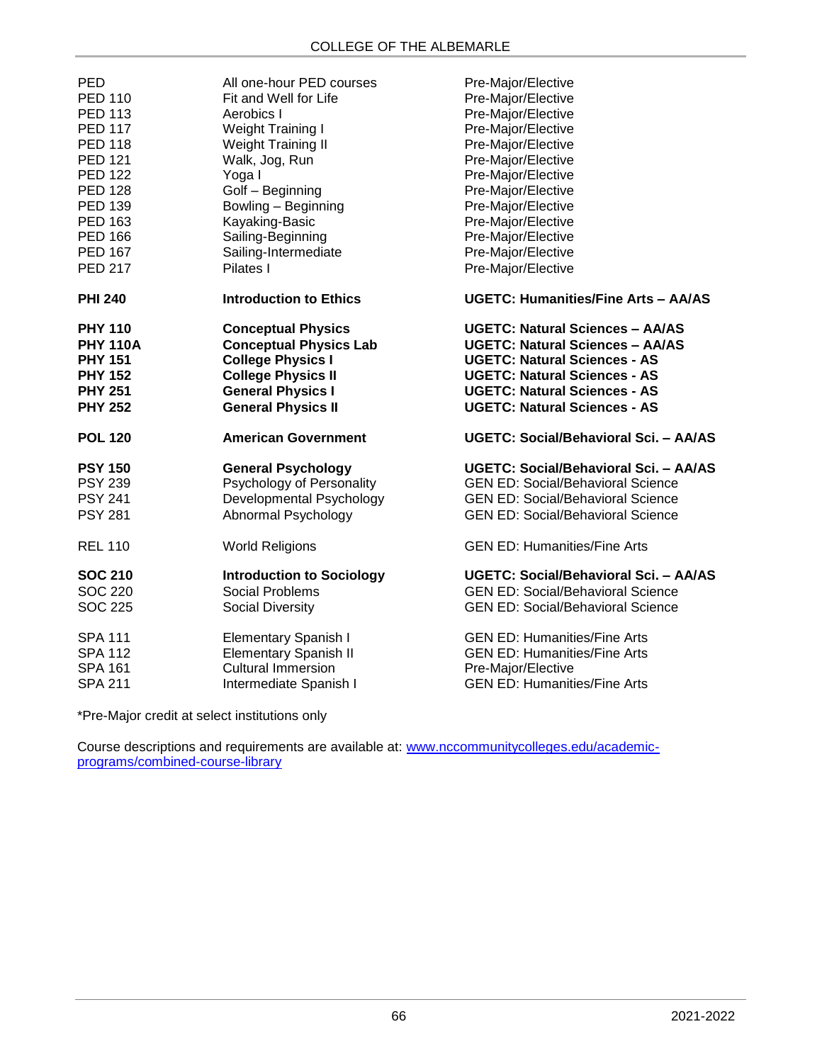| | | |
|---|---|---|
| PED | All one-hour PED courses | Pre-Major/Elective |
| PED 110 | Fit and Well for Life | Pre-Major/Elective |
| PED 113 | Aerobics I | Pre-Major/Elective |
| PED 117 | Weight Training I | Pre-Major/Elective |
| PED 118 | Weight Training II | Pre-Major/Elective |
| PED 121 | Walk, Jog, Run | Pre-Major/Elective |
| PED 122 | Yoga I | Pre-Major/Elective |
| PED 128 | Golf – Beginning | Pre-Major/Elective |
| PED 139 | Bowling – Beginning | Pre-Major/Elective |
| PED 163 | Kayaking-Basic | Pre-Major/Elective |
| PED 166 | Sailing-Beginning | Pre-Major/Elective |
| PED 167 | Sailing-Intermediate | Pre-Major/Elective |
| PED 217 | Pilates I | Pre-Major/Elective |
| **PHI 240** | **Introduction to Ethics** | **UGETC: Humanities/Fine Arts – AA/AS** |
| **PHY 110** | **Conceptual Physics** | **UGETC: Natural Sciences – AA/AS** |
| **PHY 110A** | **Conceptual Physics Lab** | **UGETC: Natural Sciences – AA/AS** |
| **PHY 151** | **College Physics I** | **UGETC: Natural Sciences - AS** |
| **PHY 152** | **College Physics II** | **UGETC: Natural Sciences - AS** |
| **PHY 251** | **General Physics I** | **UGETC: Natural Sciences - AS** |
| **PHY 252** | **General Physics II** | **UGETC: Natural Sciences - AS** |
| **POL 120** | **American Government** | **UGETC: Social/Behavioral Sci. – AA/AS** |
| **PSY 150** | **General Psychology** | **UGETC: Social/Behavioral Sci. – AA/AS** |
| PSY 239 | Psychology of Personality | GEN ED: Social/Behavioral Science |
| PSY 241 | Developmental Psychology | GEN ED: Social/Behavioral Science |
| PSY 281 | Abnormal Psychology | GEN ED: Social/Behavioral Science |
| REL 110 | World Religions | GEN ED: Humanities/Fine Arts |
| **SOC 210** | **Introduction to Sociology** | **UGETC: Social/Behavioral Sci. – AA/AS** |
| SOC 220 | Social Problems | GEN ED: Social/Behavioral Science |
| SOC 225 | Social Diversity | GEN ED: Social/Behavioral Science |
| SPA 111 | Elementary Spanish I | GEN ED: Humanities/Fine Arts |
| SPA 112 | Elementary Spanish II | GEN ED: Humanities/Fine Arts |
| SPA 161 | Cultural Immersion | Pre-Major/Elective |
| SPA 211 | Intermediate Spanish I | GEN ED: Humanities/Fine Arts |

*Pre-Major credit at select institutions only

Course descriptions and requirements are available at: [www.nccommunitycolleges.edu/academic-programs/combined-course-library](www.nccommunitycolleges.edu/academic-programs/combined-course-library)